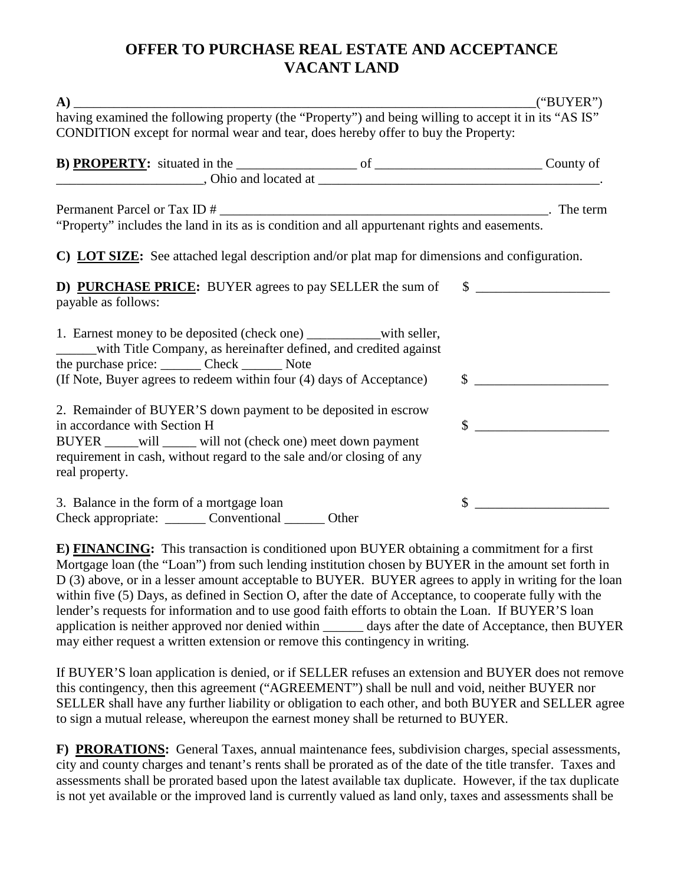# OFFER TO PURCHASE REAL ESTATE AND ACCEPTANCE VACANT LAND

**A)** ______________________________________________________________________("BUYER") having examined the following property (the "Property") and being willing to accept it in its "AS IS" CONDITION except for normal wear and tear, does hereby offer to buy the Property:

**B) PROPERTY:** situated in the __________________ of _________________________ County of ______________________, Ohio and located at ____________________________________________.

Permanent Parcel or Tax ID # ____________________________________________________. The term "Property" includes the land in its as is condition and all appurtenant rights and easements.

**C) LOT SIZE:** See attached legal description and/or plat map for dimensions and configuration.

**D) PURCHASE PRICE:** BUYER agrees to pay SELLER the sum of payable as follows: $ ____________________

1. Earnest money to be deposited (check one) ___________with seller, ______with Title Company, as hereinafter defined, and credited against the purchase price: ______ Check ______ Note (If Note, Buyer agrees to redeem within four (4) days of Acceptance) $ ____________________

2. Remainder of BUYER'S down payment to be deposited in escrow in accordance with Section H $ ____________________
BUYER _____will _____ will not (check one) meet down payment requirement in cash, without regard to the sale and/or closing of any real property.

3. Balance in the form of a mortgage loan $ ____________________
Check appropriate: ______ Conventional ______ Other

**E) FINANCING:** This transaction is conditioned upon BUYER obtaining a commitment for a first Mortgage loan (the "Loan") from such lending institution chosen by BUYER in the amount set forth in D (3) above, or in a lesser amount acceptable to BUYER. BUYER agrees to apply in writing for the loan within five (5) Days, as defined in Section O, after the date of Acceptance, to cooperate fully with the lender's requests for information and to use good faith efforts to obtain the Loan. If BUYER'S loan application is neither approved nor denied within ______ days after the date of Acceptance, then BUYER may either request a written extension or remove this contingency in writing.

If BUYER'S loan application is denied, or if SELLER refuses an extension and BUYER does not remove this contingency, then this agreement ("AGREEMENT") shall be null and void, neither BUYER nor SELLER shall have any further liability or obligation to each other, and both BUYER and SELLER agree to sign a mutual release, whereupon the earnest money shall be returned to BUYER.

**F) PRORATIONS:** General Taxes, annual maintenance fees, subdivision charges, special assessments, city and county charges and tenant's rents shall be prorated as of the date of the title transfer. Taxes and assessments shall be prorated based upon the latest available tax duplicate. However, if the tax duplicate is not yet available or the improved land is currently valued as land only, taxes and assessments shall be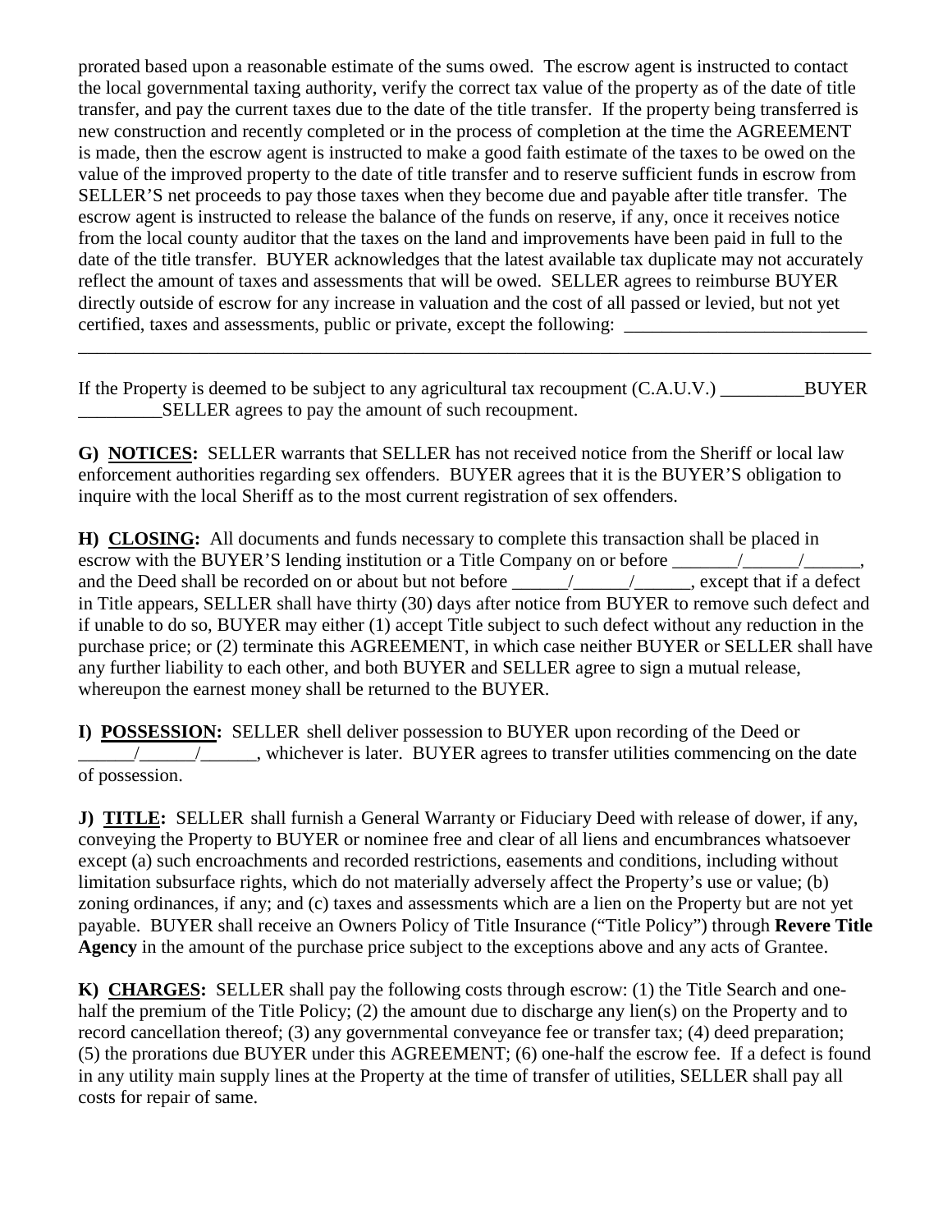prorated based upon a reasonable estimate of the sums owed. The escrow agent is instructed to contact the local governmental taxing authority, verify the correct tax value of the property as of the date of title transfer, and pay the current taxes due to the date of the title transfer. If the property being transferred is new construction and recently completed or in the process of completion at the time the AGREEMENT is made, then the escrow agent is instructed to make a good faith estimate of the taxes to be owed on the value of the improved property to the date of title transfer and to reserve sufficient funds in escrow from SELLER'S net proceeds to pay those taxes when they become due and payable after title transfer. The escrow agent is instructed to release the balance of the funds on reserve, if any, once it receives notice from the local county auditor that the taxes on the land and improvements have been paid in full to the date of the title transfer. BUYER acknowledges that the latest available tax duplicate may not accurately reflect the amount of taxes and assessments that will be owed. SELLER agrees to reimburse BUYER directly outside of escrow for any increase in valuation and the cost of all passed or levied, but not yet certified, taxes and assessments, public or private, except the following: __________________________
_____________________________________________________________________________________________

If the Property is deemed to be subject to any agricultural tax recoupment (C.A.U.V.) _________BUYER _________SELLER agrees to pay the amount of such recoupment.

**G) NOTICES:** SELLER warrants that SELLER has not received notice from the Sheriff or local law enforcement authorities regarding sex offenders. BUYER agrees that it is the BUYER'S obligation to inquire with the local Sheriff as to the most current registration of sex offenders.

**H) CLOSING:** All documents and funds necessary to complete this transaction shall be placed in escrow with the BUYER'S lending institution or a Title Company on or before _______/______/______, and the Deed shall be recorded on or about but not before ______/______/______, except that if a defect in Title appears, SELLER shall have thirty (30) days after notice from BUYER to remove such defect and if unable to do so, BUYER may either (1) accept Title subject to such defect without any reduction in the purchase price; or (2) terminate this AGREEMENT, in which case neither BUYER or SELLER shall have any further liability to each other, and both BUYER and SELLER agree to sign a mutual release, whereupon the earnest money shall be returned to the BUYER.

**I) POSSESSION:** SELLER shell deliver possession to BUYER upon recording of the Deed or ______/______/______, whichever is later. BUYER agrees to transfer utilities commencing on the date of possession.

**J) TITLE:** SELLER shall furnish a General Warranty or Fiduciary Deed with release of dower, if any, conveying the Property to BUYER or nominee free and clear of all liens and encumbrances whatsoever except (a) such encroachments and recorded restrictions, easements and conditions, including without limitation subsurface rights, which do not materially adversely affect the Property's use or value; (b) zoning ordinances, if any; and (c) taxes and assessments which are a lien on the Property but are not yet payable. BUYER shall receive an Owners Policy of Title Insurance ("Title Policy") through **Revere Title Agency** in the amount of the purchase price subject to the exceptions above and any acts of Grantee.

**K) CHARGES:** SELLER shall pay the following costs through escrow: (1) the Title Search and one-half the premium of the Title Policy; (2) the amount due to discharge any lien(s) on the Property and to record cancellation thereof; (3) any governmental conveyance fee or transfer tax; (4) deed preparation; (5) the prorations due BUYER under this AGREEMENT; (6) one-half the escrow fee. If a defect is found in any utility main supply lines at the Property at the time of transfer of utilities, SELLER shall pay all costs for repair of same.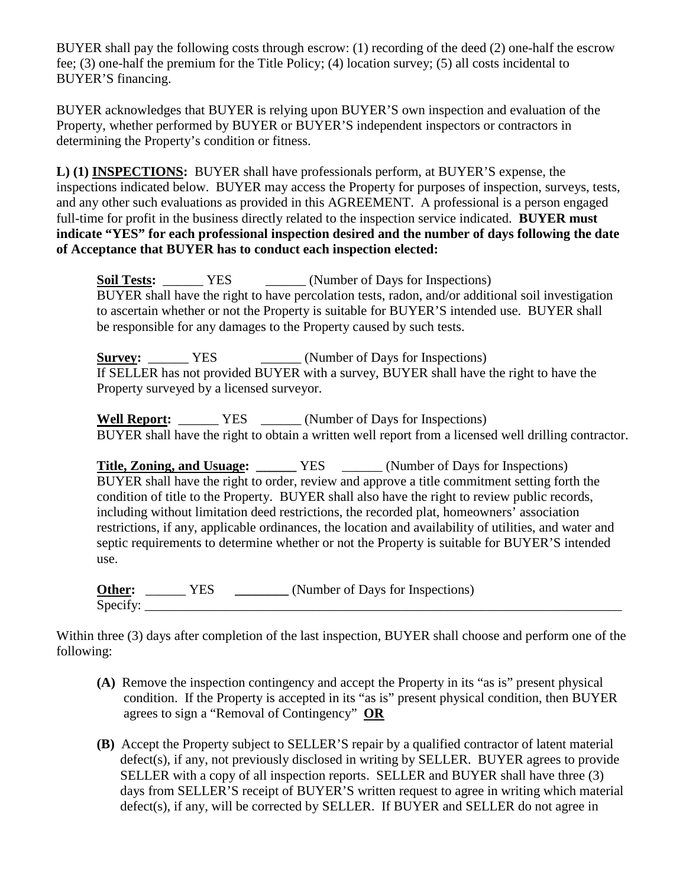BUYER shall pay the following costs through escrow: (1) recording of the deed (2) one-half the escrow fee; (3) one-half the premium for the Title Policy; (4) location survey; (5) all costs incidental to BUYER'S financing.

BUYER acknowledges that BUYER is relying upon BUYER'S own inspection and evaluation of the Property, whether performed by BUYER or BUYER'S independent inspectors or contractors in determining the Property's condition or fitness.

**L) (1) <u>INSPECTIONS</u>:** BUYER shall have professionals perform, at BUYER'S expense, the inspections indicated below. BUYER may access the Property for purposes of inspection, surveys, tests, and any other such evaluations as provided in this AGREEMENT. A professional is a person engaged full-time for profit in the business directly related to the inspection service indicated. **BUYER must indicate "YES" for each professional inspection desired and the number of days following the date of Acceptance that BUYER has to conduct each inspection elected:**

**<u>Soil Tests</u>:** ______ YES ______ (Number of Days for Inspections)
BUYER shall have the right to have percolation tests, radon, and/or additional soil investigation to ascertain whether or not the Property is suitable for BUYER'S intended use. BUYER shall be responsible for any damages to the Property caused by such tests.

**<u>Survey</u>:** ______ YES ______ (Number of Days for Inspections)
If SELLER has not provided BUYER with a survey, BUYER shall have the right to have the Property surveyed by a licensed surveyor.

**<u>Well Report</u>:** ______ YES ______ (Number of Days for Inspections)
BUYER shall have the right to obtain a written well report from a licensed well drilling contractor.

**<u>Title, Zoning, and Usuage</u>: ______** YES ______ (Number of Days for Inspections)
BUYER shall have the right to order, review and approve a title commitment setting forth the condition of title to the Property. BUYER shall also have the right to review public records, including without limitation deed restrictions, the recorded plat, homeowners' association restrictions, if any, applicable ordinances, the location and availability of utilities, and water and septic requirements to determine whether or not the Property is suitable for BUYER'S intended use.

**<u>Other</u>:** ______ YES **________** (Number of Days for Inspections)
Specify: ____________________________________________________________________________

Within three (3) days after completion of the last inspection, BUYER shall choose and perform one of the following:

**(A)** Remove the inspection contingency and accept the Property in its "as is" present physical condition. If the Property is accepted in its "as is" present physical condition, then BUYER agrees to sign a "Removal of Contingency" **<u>OR</u>**

**(B)** Accept the Property subject to SELLER'S repair by a qualified contractor of latent material defect(s), if any, not previously disclosed in writing by SELLER. BUYER agrees to provide SELLER with a copy of all inspection reports. SELLER and BUYER shall have three (3) days from SELLER'S receipt of BUYER'S written request to agree in writing which material defect(s), if any, will be corrected by SELLER. If BUYER and SELLER do not agree in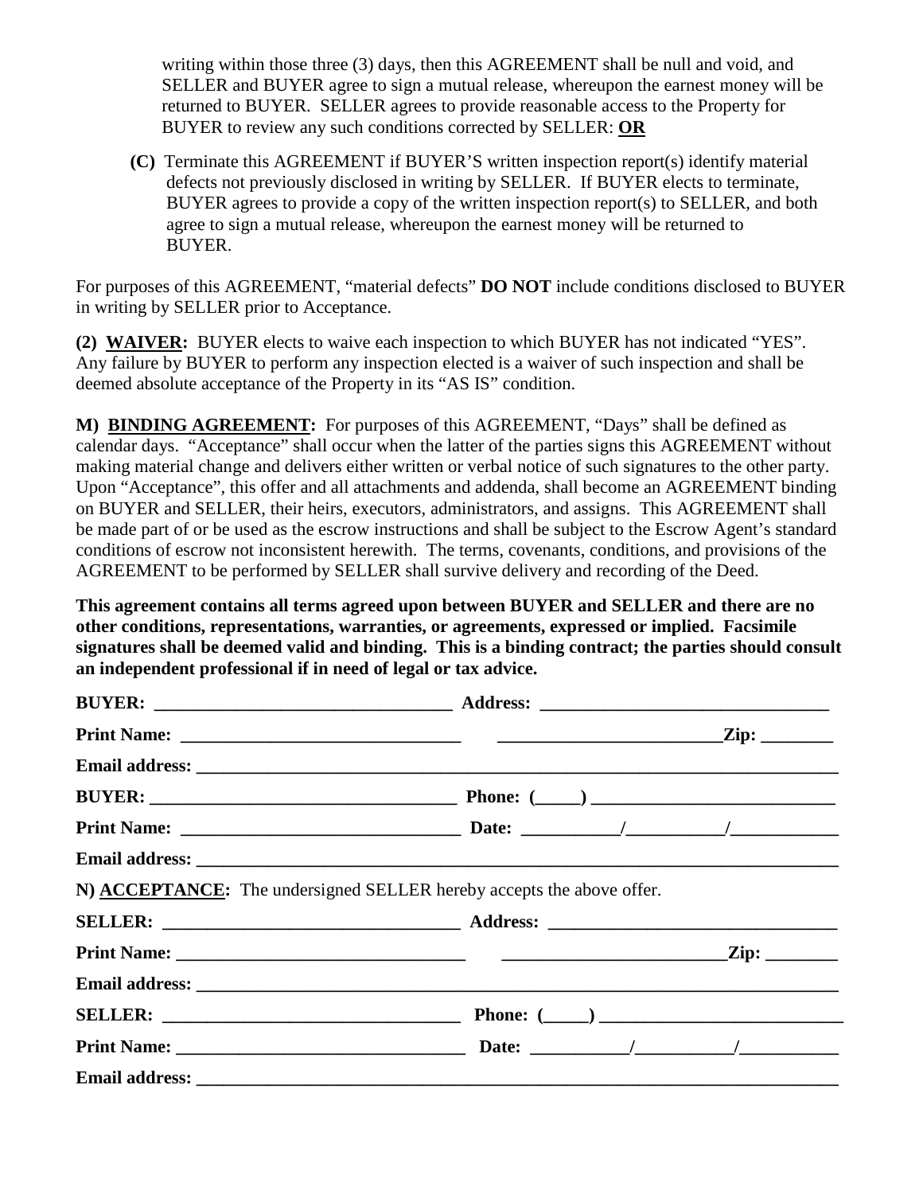writing within those three (3) days, then this AGREEMENT shall be null and void, and SELLER and BUYER agree to sign a mutual release, whereupon the earnest money will be returned to BUYER. SELLER agrees to provide reasonable access to the Property for BUYER to review any such conditions corrected by SELLER: **OR**

**(C)** Terminate this AGREEMENT if BUYER'S written inspection report(s) identify material defects not previously disclosed in writing by SELLER. If BUYER elects to terminate, BUYER agrees to provide a copy of the written inspection report(s) to SELLER, and both agree to sign a mutual release, whereupon the earnest money will be returned to BUYER.

For purposes of this AGREEMENT, "material defects" **DO NOT** include conditions disclosed to BUYER in writing by SELLER prior to Acceptance.

**(2) WAIVER:** BUYER elects to waive each inspection to which BUYER has not indicated "YES". Any failure by BUYER to perform any inspection elected is a waiver of such inspection and shall be deemed absolute acceptance of the Property in its "AS IS" condition.

**M) BINDING AGREEMENT:** For purposes of this AGREEMENT, "Days" shall be defined as calendar days. "Acceptance" shall occur when the latter of the parties signs this AGREEMENT without making material change and delivers either written or verbal notice of such signatures to the other party. Upon "Acceptance", this offer and all attachments and addenda, shall become an AGREEMENT binding on BUYER and SELLER, their heirs, executors, administrators, and assigns. This AGREEMENT shall be made part of or be used as the escrow instructions and shall be subject to the Escrow Agent's standard conditions of escrow not inconsistent herewith. The terms, covenants, conditions, and provisions of the AGREEMENT to be performed by SELLER shall survive delivery and recording of the Deed.

**This agreement contains all terms agreed upon between BUYER and SELLER and there are no other conditions, representations, warranties, or agreements, expressed or implied. Facsimile signatures shall be deemed valid and binding. This is a binding contract; the parties should consult an independent professional if in need of legal or tax advice.**

**BUYER:** ________________________________ **Address:** ________________________________

**Print Name:** ______________________________ ________________________**Zip:** ________

**Email address:** ________________________________________________________________________

**BUYER:** ________________________________ **Phone: (____)** __________________________

**Print Name:** ______________________________ **Date:** __________/__________/___________

**Email address:** ________________________________________________________________________

**N) ACCEPTANCE:** The undersigned SELLER hereby accepts the above offer.

**SELLER:** ________________________________ **Address:** ________________________________

**Print Name:** ______________________________ ________________________**Zip:** ________

**Email address:** ________________________________________________________________________

**SELLER:** ________________________________ **Phone: (____)** __________________________

**Print Name:** ______________________________ **Date:** __________/__________/___________

**Email address:** ________________________________________________________________________